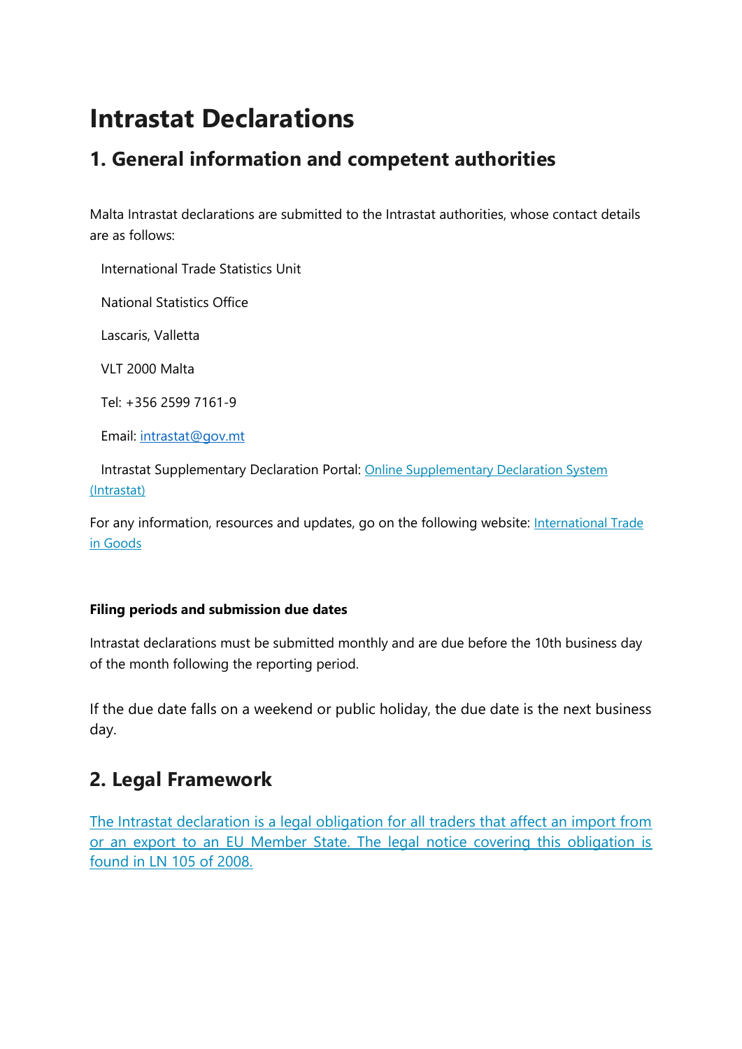# Intrastat Declarations

## 1. General information and competent authorities

Malta Intrastat declarations are submitted to the Intrastat authorities, whose contact details are as follows:

International Trade Statistics Unit

National Statistics Office

Lascaris, Valletta

VLT 2000 Malta

Tel: +356 2599 7161-9

Email: intrastat@gov.mt

Intrastat Supplementary Declaration Portal: Online Supplementary Declaration System (Intrastat)

For any information, resources and updates, go on the following website: International Trade in Goods

**Filing periods and submission due dates**

Intrastat declarations must be submitted monthly and are due before the 10th business day of the month following the reporting period.

If the due date falls on a weekend or public holiday, the due date is the next business day.

## 2. Legal Framework

The Intrastat declaration is a legal obligation for all traders that affect an import from or an export to an EU Member State. The legal notice covering this obligation is found in LN 105 of 2008.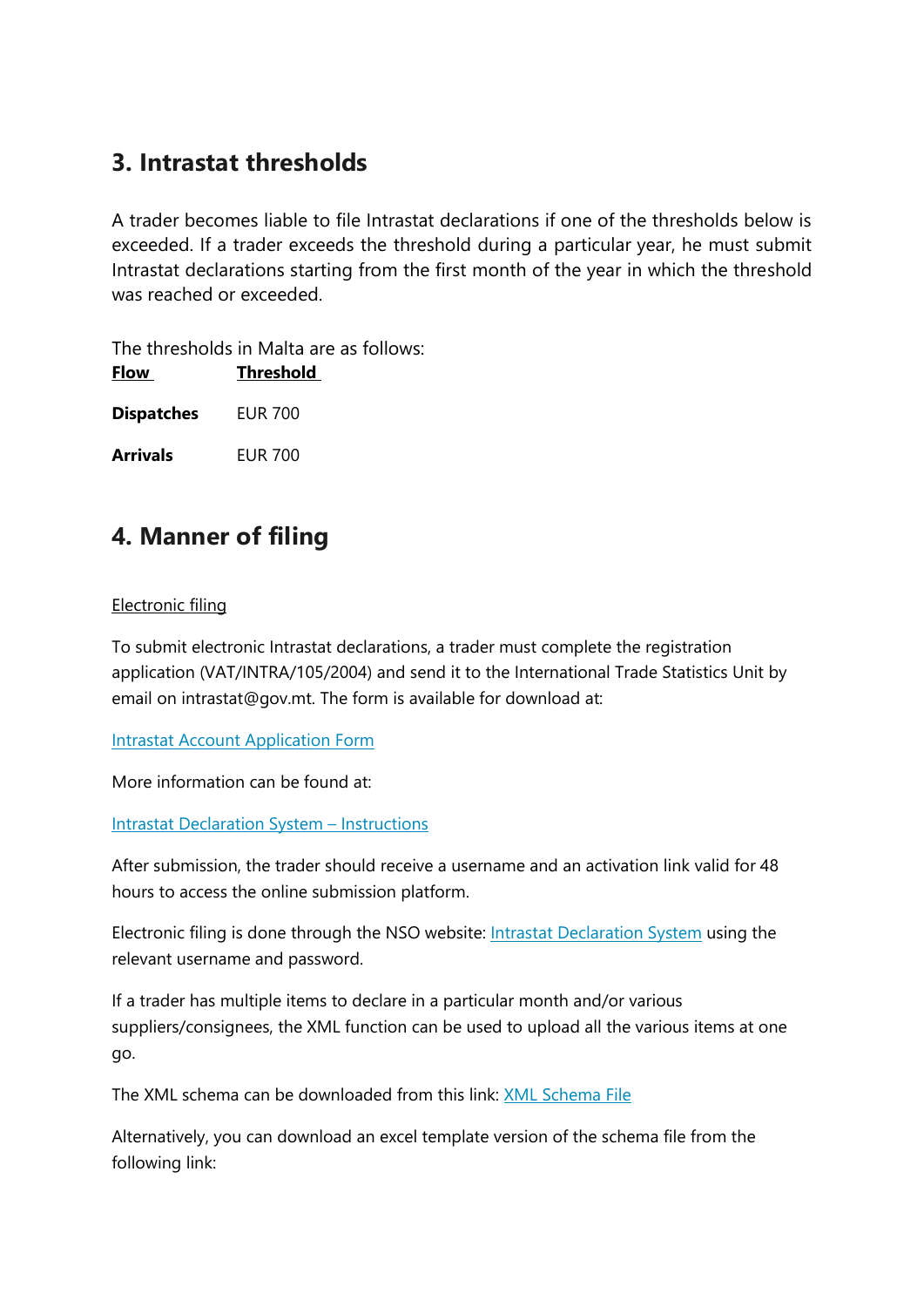## 3. Intrastat thresholds

A trader becomes liable to file Intrastat declarations if one of the thresholds below is exceeded. If a trader exceeds the threshold during a particular year, he must submit Intrastat declarations starting from the first month of the year in which the threshold was reached or exceeded.

The thresholds in Malta are as follows:

| Flow | Threshold |
| --- | --- |
| **Dispatches** | EUR 700 |
| **Arrivals** | EUR 700 |

## 4. Manner of filing

Electronic filing

To submit electronic Intrastat declarations, a trader must complete the registration application (VAT/INTRA/105/2004) and send it to the International Trade Statistics Unit by email on intrastat@gov.mt. The form is available for download at:

Intrastat Account Application Form

More information can be found at:

Intrastat Declaration System – Instructions

After submission, the trader should receive a username and an activation link valid for 48 hours to access the online submission platform.

Electronic filing is done through the NSO website: Intrastat Declaration System using the relevant username and password.

If a trader has multiple items to declare in a particular month and/or various suppliers/consignees, the XML function can be used to upload all the various items at one go.

The XML schema can be downloaded from this link: XML Schema File

Alternatively, you can download an excel template version of the schema file from the following link: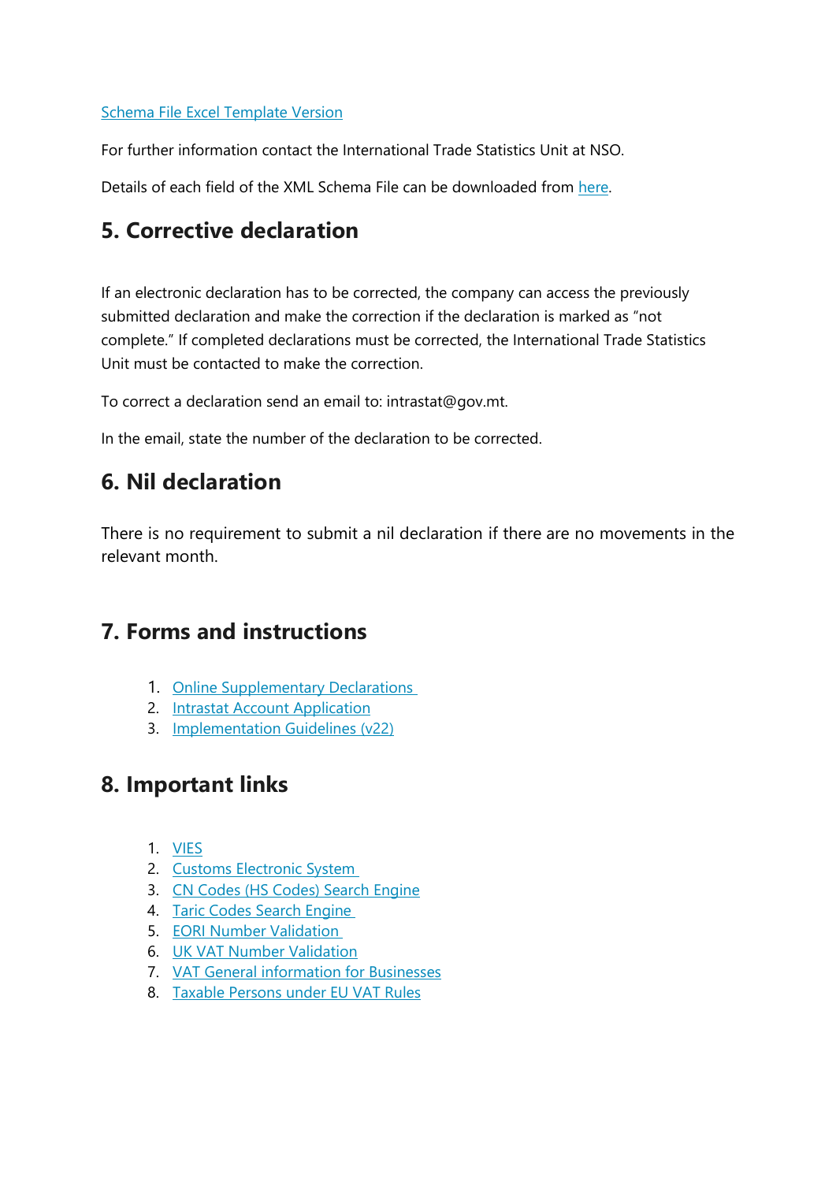Schema File Excel Template Version

For further information contact the International Trade Statistics Unit at NSO.

Details of each field of the XML Schema File can be downloaded from here.

## 5. Corrective declaration

If an electronic declaration has to be corrected, the company can access the previously submitted declaration and make the correction if the declaration is marked as "not complete." If completed declarations must be corrected, the International Trade Statistics Unit must be contacted to make the correction.

To correct a declaration send an email to: intrastat@gov.mt.

In the email, state the number of the declaration to be corrected.

## 6. Nil declaration

There is no requirement to submit a nil declaration if there are no movements in the relevant month.

## 7. Forms and instructions

1. Online Supplementary Declarations
2. Intrastat Account Application
3. Implementation Guidelines (v22)

## 8. Important links

1. VIES
2. Customs Electronic System
3. CN Codes (HS Codes) Search Engine
4. Taric Codes Search Engine
5. EORI Number Validation
6. UK VAT Number Validation
7. VAT General information for Businesses
8. Taxable Persons under EU VAT Rules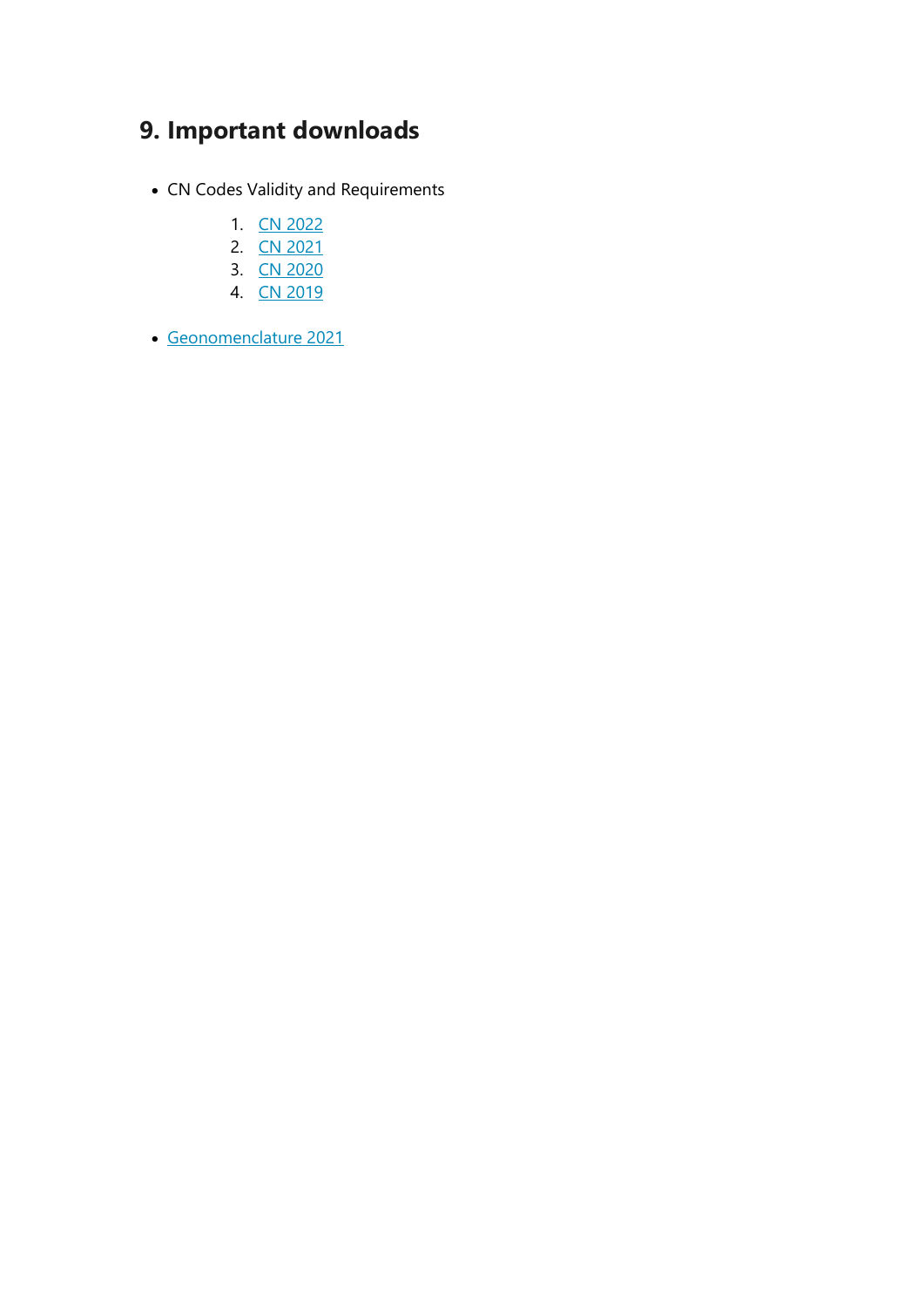## 9. Important downloads

- CN Codes Validity and Requirements

    1. CN 2022
    2. CN 2021
    3. CN 2020
    4. CN 2019

- Geonomenclature 2021